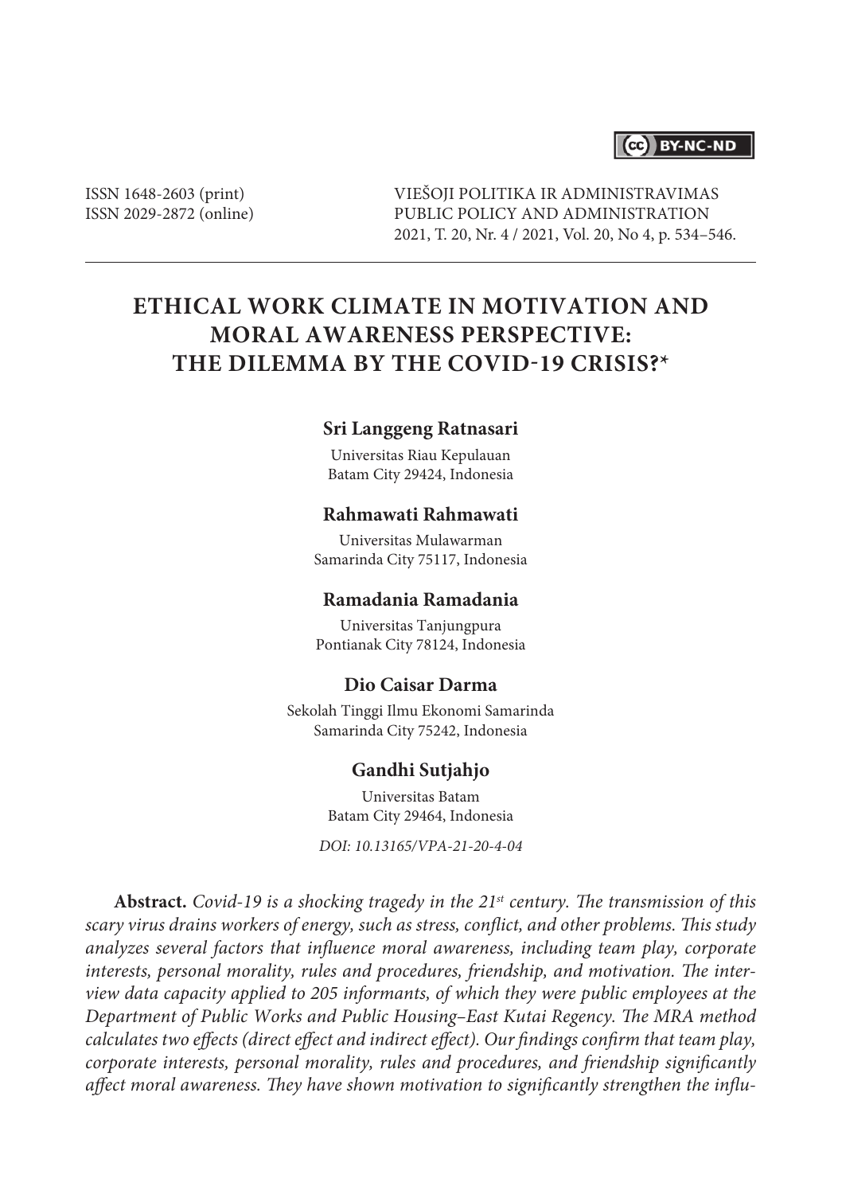ISSN 1648-2603 (print)
ISSN 2029-2872 (online)

VIEŠOJI POLITIKA IR ADMINISTRAVIMAS
PUBLIC POLICY AND ADMINISTRATION
2021, T. 20, Nr. 4 / 2021, Vol. 20, No 4, p. 534–546.

# ETHICAL WORK CLIMATE IN MOTIVATION AND MORAL AWARENESS PERSPECTIVE: THE DILEMMA BY THE COVID-19 CRISIS?*

**Sri Langgeng Ratnasari**

Universitas Riau Kepulauan
Batam City 29424, Indonesia

**Rahmawati Rahmawati**

Universitas Mulawarman
Samarinda City 75117, Indonesia

**Ramadania Ramadania**

Universitas Tanjungpura
Pontianak City 78124, Indonesia

**Dio Caisar Darma**

Sekolah Tinggi Ilmu Ekonomi Samarinda
Samarinda City 75242, Indonesia

**Gandhi Sutjahjo**

Universitas Batam
Batam City 29464, Indonesia

*DOI: 10.13165/VPA-21-20-4-04*

**Abstract.** *Covid-19 is a shocking tragedy in the 21st century. The transmission of this scary virus drains workers of energy, such as stress, conflict, and other problems. This study analyzes several factors that influence moral awareness, including team play, corporate interests, personal morality, rules and procedures, friendship, and motivation. The interview data capacity applied to 205 informants, of which they were public employees at the Department of Public Works and Public Housing–East Kutai Regency. The MRA method calculates two effects (direct effect and indirect effect). Our findings confirm that team play, corporate interests, personal morality, rules and procedures, and friendship significantly affect moral awareness. They have shown motivation to significantly strengthen the influ-*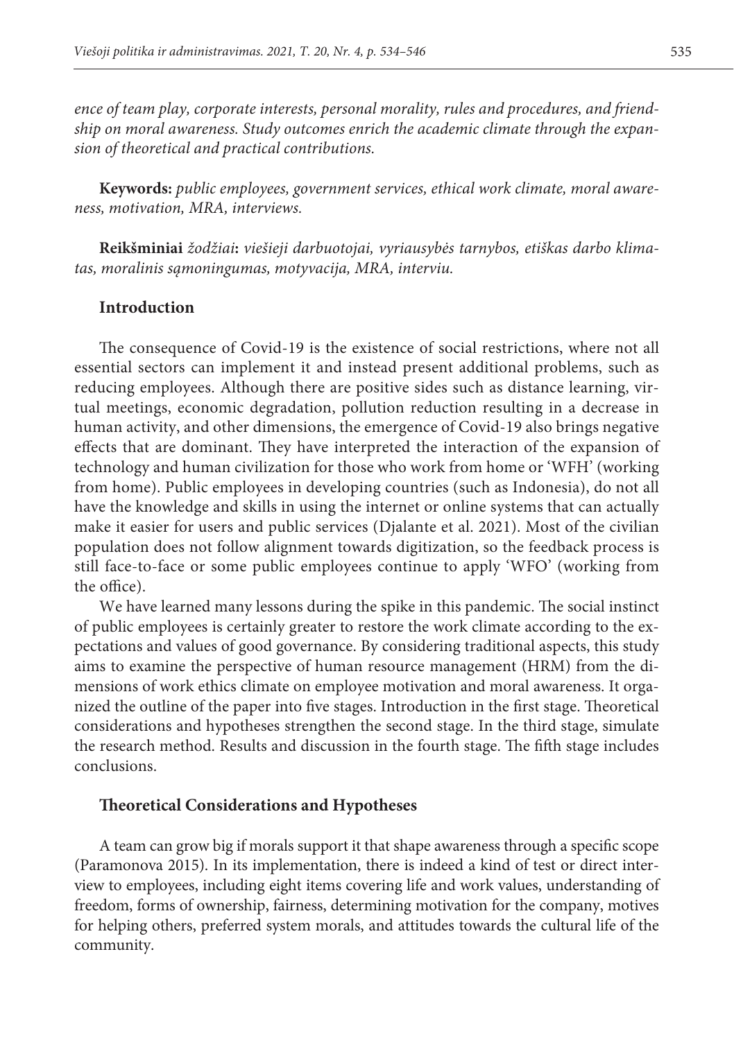*ence of team play, corporate interests, personal morality, rules and procedures, and friendship on moral awareness. Study outcomes enrich the academic climate through the expansion of theoretical and practical contributions.*

**Keywords:** *public employees, government services, ethical work climate, moral awareness, motivation, MRA, interviews.*

**Reikšminiai** *žodžiai***:** *viešieji darbuotojai, vyriausybės tarnybos, etiškas darbo klimatas, moralinis sąmoningumas, motyvacija, MRA, interviu.*

## Introduction

The consequence of Covid-19 is the existence of social restrictions, where not all essential sectors can implement it and instead present additional problems, such as reducing employees. Although there are positive sides such as distance learning, virtual meetings, economic degradation, pollution reduction resulting in a decrease in human activity, and other dimensions, the emergence of Covid-19 also brings negative effects that are dominant. They have interpreted the interaction of the expansion of technology and human civilization for those who work from home or 'WFH' (working from home). Public employees in developing countries (such as Indonesia), do not all have the knowledge and skills in using the internet or online systems that can actually make it easier for users and public services (Djalante et al. 2021). Most of the civilian population does not follow alignment towards digitization, so the feedback process is still face-to-face or some public employees continue to apply 'WFO' (working from the office).

We have learned many lessons during the spike in this pandemic. The social instinct of public employees is certainly greater to restore the work climate according to the expectations and values of good governance. By considering traditional aspects, this study aims to examine the perspective of human resource management (HRM) from the dimensions of work ethics climate on employee motivation and moral awareness. It organized the outline of the paper into five stages. Introduction in the first stage. Theoretical considerations and hypotheses strengthen the second stage. In the third stage, simulate the research method. Results and discussion in the fourth stage. The fifth stage includes conclusions.

## Theoretical Considerations and Hypotheses

A team can grow big if morals support it that shape awareness through a specific scope (Paramonova 2015). In its implementation, there is indeed a kind of test or direct interview to employees, including eight items covering life and work values, understanding of freedom, forms of ownership, fairness, determining motivation for the company, motives for helping others, preferred system morals, and attitudes towards the cultural life of the community.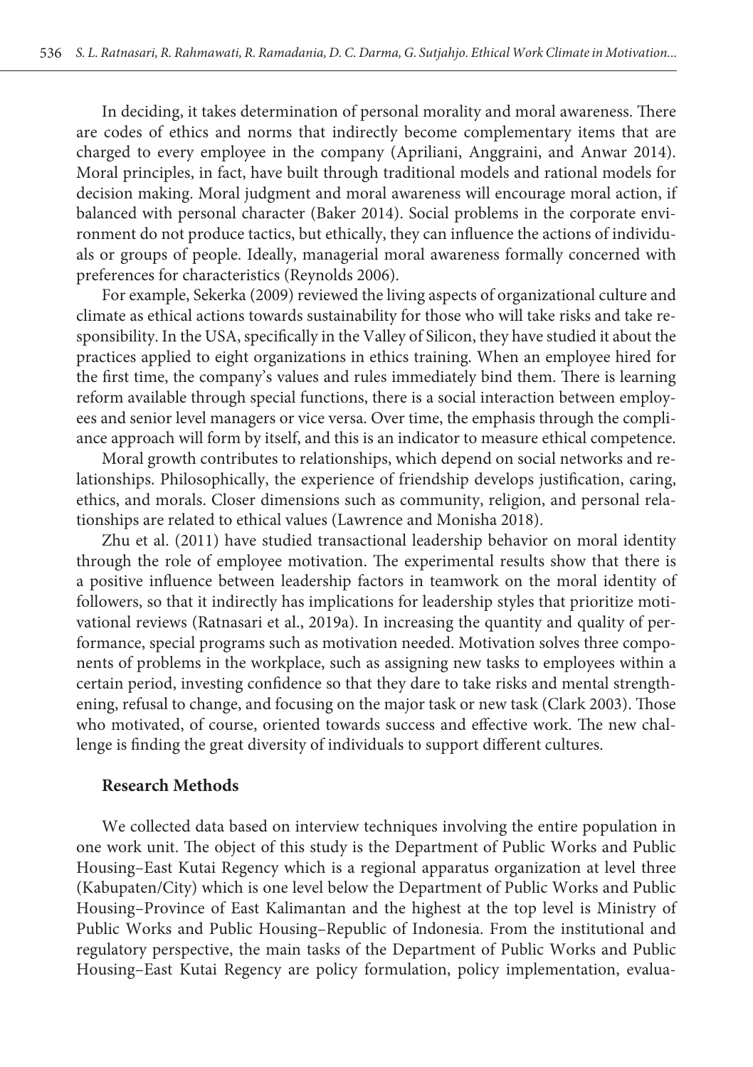In deciding, it takes determination of personal morality and moral awareness. There are codes of ethics and norms that indirectly become complementary items that are charged to every employee in the company (Apriliani, Anggraini, and Anwar 2014). Moral principles, in fact, have built through traditional models and rational models for decision making. Moral judgment and moral awareness will encourage moral action, if balanced with personal character (Baker 2014). Social problems in the corporate environment do not produce tactics, but ethically, they can influence the actions of individuals or groups of people. Ideally, managerial moral awareness formally concerned with preferences for characteristics (Reynolds 2006).

For example, Sekerka (2009) reviewed the living aspects of organizational culture and climate as ethical actions towards sustainability for those who will take risks and take responsibility. In the USA, specifically in the Valley of Silicon, they have studied it about the practices applied to eight organizations in ethics training. When an employee hired for the first time, the company's values and rules immediately bind them. There is learning reform available through special functions, there is a social interaction between employees and senior level managers or vice versa. Over time, the emphasis through the compliance approach will form by itself, and this is an indicator to measure ethical competence.

Moral growth contributes to relationships, which depend on social networks and relationships. Philosophically, the experience of friendship develops justification, caring, ethics, and morals. Closer dimensions such as community, religion, and personal relationships are related to ethical values (Lawrence and Monisha 2018).

Zhu et al. (2011) have studied transactional leadership behavior on moral identity through the role of employee motivation. The experimental results show that there is a positive influence between leadership factors in teamwork on the moral identity of followers, so that it indirectly has implications for leadership styles that prioritize motivational reviews (Ratnasari et al., 2019a). In increasing the quantity and quality of performance, special programs such as motivation needed. Motivation solves three components of problems in the workplace, such as assigning new tasks to employees within a certain period, investing confidence so that they dare to take risks and mental strengthening, refusal to change, and focusing on the major task or new task (Clark 2003). Those who motivated, of course, oriented towards success and effective work. The new challenge is finding the great diversity of individuals to support different cultures.

## Research Methods

We collected data based on interview techniques involving the entire population in one work unit. The object of this study is the Department of Public Works and Public Housing–East Kutai Regency which is a regional apparatus organization at level three (Kabupaten/City) which is one level below the Department of Public Works and Public Housing–Province of East Kalimantan and the highest at the top level is Ministry of Public Works and Public Housing–Republic of Indonesia. From the institutional and regulatory perspective, the main tasks of the Department of Public Works and Public Housing–East Kutai Regency are policy formulation, policy implementation, evalua-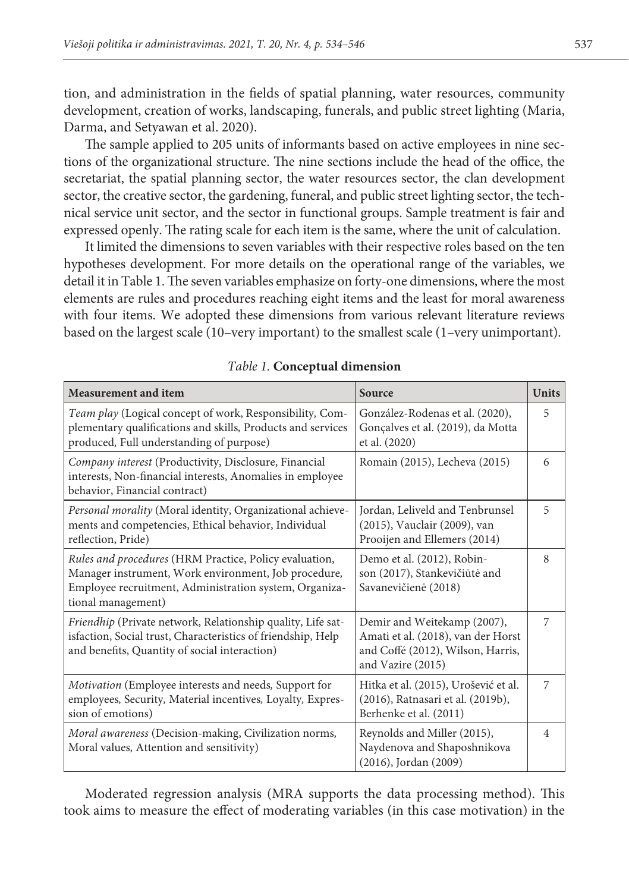tion, and administration in the fields of spatial planning, water resources, community development, creation of works, landscaping, funerals, and public street lighting (Maria, Darma, and Setyawan et al. 2020).

The sample applied to 205 units of informants based on active employees in nine sections of the organizational structure. The nine sections include the head of the office, the secretariat, the spatial planning sector, the water resources sector, the clan development sector, the creative sector, the gardening, funeral, and public street lighting sector, the technical service unit sector, and the sector in functional groups. Sample treatment is fair and expressed openly. The rating scale for each item is the same, where the unit of calculation.

It limited the dimensions to seven variables with their respective roles based on the ten hypotheses development. For more details on the operational range of the variables, we detail it in Table 1. The seven variables emphasize on forty-one dimensions, where the most elements are rules and procedures reaching eight items and the least for moral awareness with four items. We adopted these dimensions from various relevant literature reviews based on the largest scale (10–very important) to the smallest scale (1–very unimportant).

*Table 1.* **Conceptual dimension**

| **Measurement and item** | **Source** | **Units** |
|---|---|---|
| *Team play* (Logical concept of work, Responsibility, Complementary qualifications and skills, Products and services produced, Full understanding of purpose) | González-Rodenas et al. (2020), Gonçalves et al. (2019), da Motta et al. (2020) | 5 |
| *Company interest* (Productivity, Disclosure, Financial interests, Non-financial interests, Anomalies in employee behavior, Financial contract) | Romain (2015), Lecheva (2015) | 6 |
| *Personal morality* (Moral identity, Organizational achievements and competencies, Ethical behavior, Individual reflection, Pride) | Jordan, Leliveld and Tenbrunsel (2015), Vauclair (2009), van Prooijen and Ellemers (2014) | 5 |
| *Rules and procedures* (HRM Practice, Policy evaluation, Manager instrument, Work environment, Job procedure, Employee recruitment, Administration system, Organizational management) | Demo et al. (2012), Robinson (2017), Stankevičiūtė and Savanevičienė (2018) | 8 |
| *Friendhip* (Private network, Relationship quality, Life satisfaction, Social trust, Characteristics of friendship, Help and benefits, Quantity of social interaction) | Demir and Weitekamp (2007), Amati et al. (2018), van der Horst and Coffé (2012), Wilson, Harris, and Vazire (2015) | 7 |
| *Motivation* (Employee interests and needs, Support for employees, Security, Material incentives, Loyalty, Expression of emotions) | Hitka et al. (2015), Urošević et al. (2016), Ratnasari et al. (2019b), Berhenke et al. (2011) | 7 |
| *Moral awareness* (Decision-making, Civilization norms, Moral values, Attention and sensitivity) | Reynolds and Miller (2015), Naydenova and Shaposhnikova (2016), Jordan (2009) | 4 |

Moderated regression analysis (MRA supports the data processing method). This took aims to measure the effect of moderating variables (in this case motivation) in the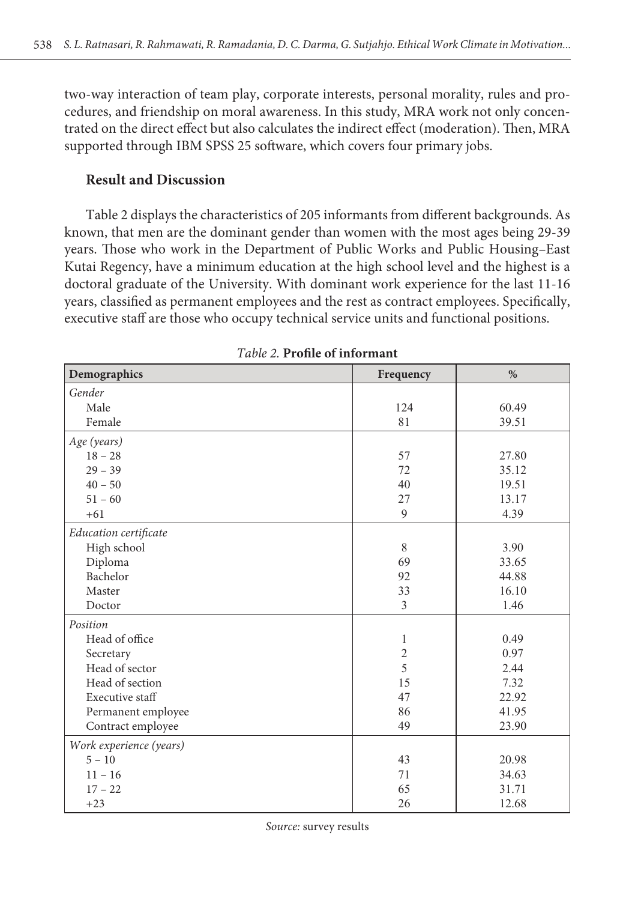two-way interaction of team play, corporate interests, personal morality, rules and procedures, and friendship on moral awareness. In this study, MRA work not only concentrated on the direct effect but also calculates the indirect effect (moderation). Then, MRA supported through IBM SPSS 25 software, which covers four primary jobs.

## Result and Discussion

Table 2 displays the characteristics of 205 informants from different backgrounds. As known, that men are the dominant gender than women with the most ages being 29-39 years. Those who work in the Department of Public Works and Public Housing–East Kutai Regency, have a minimum education at the high school level and the highest is a doctoral graduate of the University. With dominant work experience for the last 11-16 years, classified as permanent employees and the rest as contract employees. Specifically, executive staff are those who occupy technical service units and functional positions.

*Table 2.* **Profile of informant**

| Demographics | Frequency | % |
|---|---|---|
| *Gender* | | |
| Male | 124 | 60.49 |
| Female | 81 | 39.51 |
| *Age (years)* | | |
| 18 – 28 | 57 | 27.80 |
| 29 – 39 | 72 | 35.12 |
| 40 – 50 | 40 | 19.51 |
| 51 – 60 | 27 | 13.17 |
| +61 | 9 | 4.39 |
| *Education certificate* | | |
| High school | 8 | 3.90 |
| Diploma | 69 | 33.65 |
| Bachelor | 92 | 44.88 |
| Master | 33 | 16.10 |
| Doctor | 3 | 1.46 |
| *Position* | | |
| Head of office | 1 | 0.49 |
| Secretary | 2 | 0.97 |
| Head of sector | 5 | 2.44 |
| Head of section | 15 | 7.32 |
| Executive staff | 47 | 22.92 |
| Permanent employee | 86 | 41.95 |
| Contract employee | 49 | 23.90 |
| *Work experience (years)* | | |
| 5 – 10 | 43 | 20.98 |
| 11 – 16 | 71 | 34.63 |
| 17 – 22 | 65 | 31.71 |
| +23 | 26 | 12.68 |

*Source:* survey results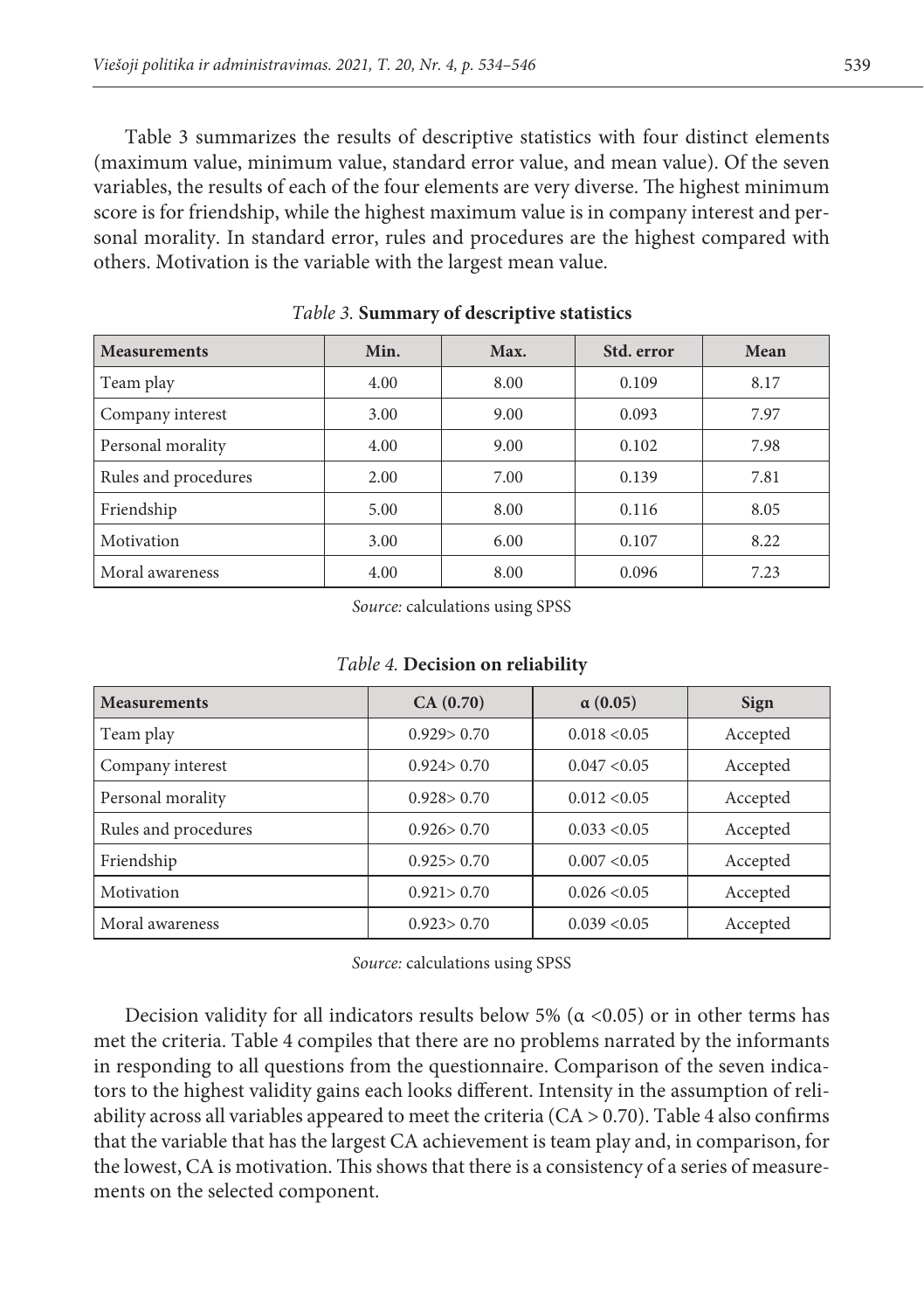Table 3 summarizes the results of descriptive statistics with four distinct elements (maximum value, minimum value, standard error value, and mean value). Of the seven variables, the results of each of the four elements are very diverse. The highest minimum score is for friendship, while the highest maximum value is in company interest and personal morality. In standard error, rules and procedures are the highest compared with others. Motivation is the variable with the largest mean value.

*Table 3.* **Summary of descriptive statistics**

| Measurements | Min. | Max. | Std. error | Mean |
|---|---|---|---|---|
| Team play | 4.00 | 8.00 | 0.109 | 8.17 |
| Company interest | 3.00 | 9.00 | 0.093 | 7.97 |
| Personal morality | 4.00 | 9.00 | 0.102 | 7.98 |
| Rules and procedures | 2.00 | 7.00 | 0.139 | 7.81 |
| Friendship | 5.00 | 8.00 | 0.116 | 8.05 |
| Motivation | 3.00 | 6.00 | 0.107 | 8.22 |
| Moral awareness | 4.00 | 8.00 | 0.096 | 7.23 |

*Source:* calculations using SPSS

*Table 4.* **Decision on reliability**

| Measurements | CA (0.70) | α (0.05) | Sign |
|---|---|---|---|
| Team play | 0.929> 0.70 | 0.018 <0.05 | Accepted |
| Company interest | 0.924> 0.70 | 0.047 <0.05 | Accepted |
| Personal morality | 0.928> 0.70 | 0.012 <0.05 | Accepted |
| Rules and procedures | 0.926> 0.70 | 0.033 <0.05 | Accepted |
| Friendship | 0.925> 0.70 | 0.007 <0.05 | Accepted |
| Motivation | 0.921> 0.70 | 0.026 <0.05 | Accepted |
| Moral awareness | 0.923> 0.70 | 0.039 <0.05 | Accepted |

*Source:* calculations using SPSS

Decision validity for all indicators results below 5% ($\alpha < 0.05$) or in other terms has met the criteria. Table 4 compiles that there are no problems narrated by the informants in responding to all questions from the questionnaire. Comparison of the seven indicators to the highest validity gains each looks different. Intensity in the assumption of reliability across all variables appeared to meet the criteria (CA > 0.70). Table 4 also confirms that the variable that has the largest CA achievement is team play and, in comparison, for the lowest, CA is motivation. This shows that there is a consistency of a series of measurements on the selected component.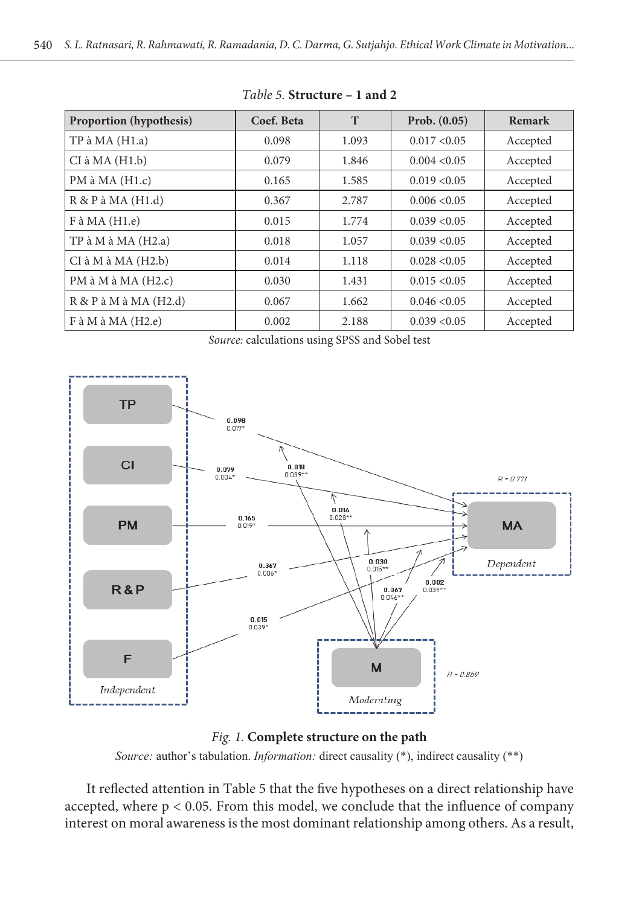*Table 5.* **Structure – 1 and 2**

| Proportion (hypothesis) | Coef. Beta | T | Prob. (0.05) | Remark |
|---|---|---|---|---|
| TP à MA (H1.a) | 0.098 | 1.093 | 0.017 <0.05 | Accepted |
| CI à MA (H1.b) | 0.079 | 1.846 | 0.004 <0.05 | Accepted |
| PM à MA (H1.c) | 0.165 | 1.585 | 0.019 <0.05 | Accepted |
| R & P à MA (H1.d) | 0.367 | 2.787 | 0.006 <0.05 | Accepted |
| F à MA (H1.e) | 0.015 | 1.774 | 0.039 <0.05 | Accepted |
| TP à M à MA (H2.a) | 0.018 | 1.057 | 0.039 <0.05 | Accepted |
| CI à M à MA (H2.b) | 0.014 | 1.118 | 0.028 <0.05 | Accepted |
| PM à M à MA (H2.c) | 0.030 | 1.431 | 0.015 <0.05 | Accepted |
| R & P à M à MA (H2.d) | 0.067 | 1.662 | 0.046 <0.05 | Accepted |
| F à M à MA (H2.e) | 0.002 | 2.188 | 0.039 <0.05 | Accepted |

*Source:* calculations using SPSS and Sobel test

*Fig. 1.* **Complete structure on the path**

*Source:* author's tabulation. *Information:* direct causality (*), indirect causality (**)

It reflected attention in Table 5 that the five hypotheses on a direct relationship have accepted, where $p < 0.05$. From this model, we conclude that the influence of company interest on moral awareness is the most dominant relationship among others. As a result,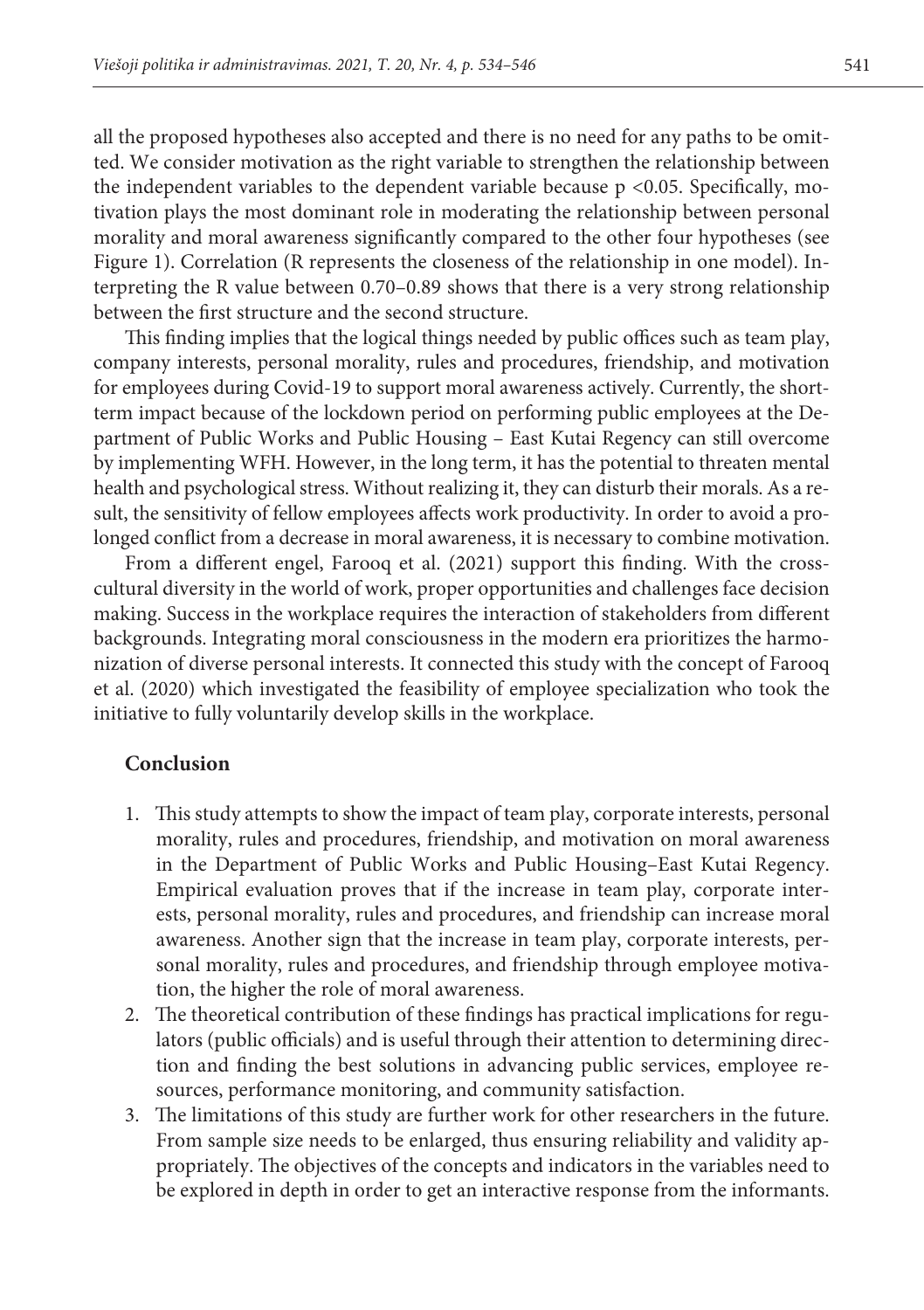all the proposed hypotheses also accepted and there is no need for any paths to be omitted. We consider motivation as the right variable to strengthen the relationship between the independent variables to the dependent variable because $p < 0.05$. Specifically, motivation plays the most dominant role in moderating the relationship between personal morality and moral awareness significantly compared to the other four hypotheses (see Figure 1). Correlation (R represents the closeness of the relationship in one model). Interpreting the R value between 0.70–0.89 shows that there is a very strong relationship between the first structure and the second structure.

This finding implies that the logical things needed by public offices such as team play, company interests, personal morality, rules and procedures, friendship, and motivation for employees during Covid-19 to support moral awareness actively. Currently, the short-term impact because of the lockdown period on performing public employees at the Department of Public Works and Public Housing – East Kutai Regency can still overcome by implementing WFH. However, in the long term, it has the potential to threaten mental health and psychological stress. Without realizing it, they can disturb their morals. As a result, the sensitivity of fellow employees affects work productivity. In order to avoid a prolonged conflict from a decrease in moral awareness, it is necessary to combine motivation.

From a different engel, Farooq et al. (2021) support this finding. With the cross-cultural diversity in the world of work, proper opportunities and challenges face decision making. Success in the workplace requires the interaction of stakeholders from different backgrounds. Integrating moral consciousness in the modern era prioritizes the harmonization of diverse personal interests. It connected this study with the concept of Farooq et al. (2020) which investigated the feasibility of employee specialization who took the initiative to fully voluntarily develop skills in the workplace.

## Conclusion

1. This study attempts to show the impact of team play, corporate interests, personal morality, rules and procedures, friendship, and motivation on moral awareness in the Department of Public Works and Public Housing–East Kutai Regency. Empirical evaluation proves that if the increase in team play, corporate interests, personal morality, rules and procedures, and friendship can increase moral awareness. Another sign that the increase in team play, corporate interests, personal morality, rules and procedures, and friendship through employee motivation, the higher the role of moral awareness.
2. The theoretical contribution of these findings has practical implications for regulators (public officials) and is useful through their attention to determining direction and finding the best solutions in advancing public services, employee resources, performance monitoring, and community satisfaction.
3. The limitations of this study are further work for other researchers in the future. From sample size needs to be enlarged, thus ensuring reliability and validity appropriately. The objectives of the concepts and indicators in the variables need to be explored in depth in order to get an interactive response from the informants.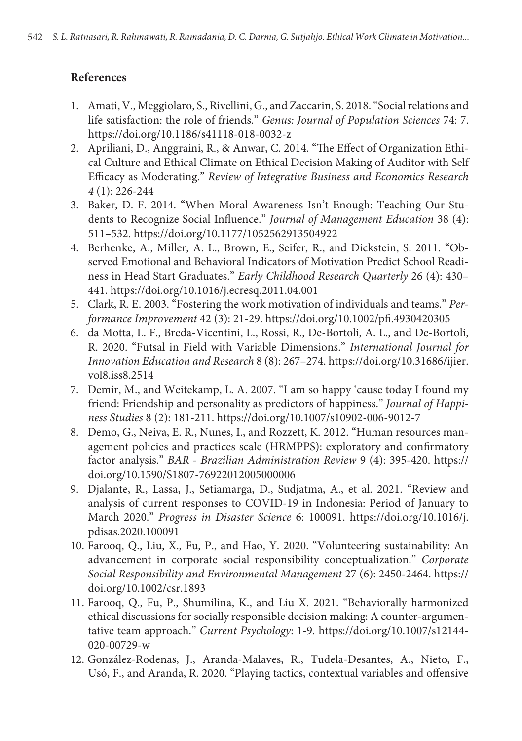## References

1. Amati, V., Meggiolaro, S., Rivellini, G., and Zaccarin, S. 2018. "Social relations and life satisfaction: the role of friends." *Genus: Journal of Population Sciences* 74: 7. https://doi.org/10.1186/s41118-018-0032-z
2. Apriliani, D., Anggraini, R., & Anwar, C. 2014. "The Effect of Organization Ethical Culture and Ethical Climate on Ethical Decision Making of Auditor with Self Efficacy as Moderating." *Review of Integrative Business and Economics Research 4* (1): 226-244
3. Baker, D. F. 2014. "When Moral Awareness Isn't Enough: Teaching Our Students to Recognize Social Influence." *Journal of Management Education* 38 (4): 511–532. https://doi.org/10.1177/1052562913504922
4. Berhenke, A., Miller, A. L., Brown, E., Seifer, R., and Dickstein, S. 2011. "Observed Emotional and Behavioral Indicators of Motivation Predict School Readiness in Head Start Graduates." *Early Childhood Research Quarterly* 26 (4): 430–441. https://doi.org/10.1016/j.ecresq.2011.04.001
5. Clark, R. E. 2003. "Fostering the work motivation of individuals and teams." *Performance Improvement* 42 (3): 21-29. https://doi.org/10.1002/pfi.4930420305
6. da Motta, L. F., Breda-Vicentini, L., Rossi, R., De-Bortoli, A. L., and De-Bortoli, R. 2020. "Futsal in Field with Variable Dimensions." *International Journal for Innovation Education and Research* 8 (8): 267–274. https://doi.org/10.31686/ijier.vol8.iss8.2514
7. Demir, M., and Weitekamp, L. A. 2007. "I am so happy 'cause today I found my friend: Friendship and personality as predictors of happiness." *Journal of Happiness Studies* 8 (2): 181-211. https://doi.org/10.1007/s10902-006-9012-7
8. Demo, G., Neiva, E. R., Nunes, I., and Rozzett, K. 2012. "Human resources management policies and practices scale (HRMPPS): exploratory and confirmatory factor analysis." *BAR - Brazilian Administration Review* 9 (4): 395-420. https://doi.org/10.1590/S1807-76922012005000006
9. Djalante, R., Lassa, J., Setiamarga, D., Sudjatma, A., et al. 2021. "Review and analysis of current responses to COVID-19 in Indonesia: Period of January to March 2020." *Progress in Disaster Science* 6: 100091. https://doi.org/10.1016/j.pdisas.2020.100091
10. Farooq, Q., Liu, X., Fu, P., and Hao, Y. 2020. "Volunteering sustainability: An advancement in corporate social responsibility conceptualization." *Corporate Social Responsibility and Environmental Management* 27 (6): 2450-2464. https://doi.org/10.1002/csr.1893
11. Farooq, Q., Fu, P., Shumilina, K., and Liu X. 2021. "Behaviorally harmonized ethical discussions for socially responsible decision making: A counter-argumentative team approach." *Current Psychology*: 1-9. https://doi.org/10.1007/s12144-020-00729-w
12. González-Rodenas, J., Aranda-Malaves, R., Tudela-Desantes, A., Nieto, F., Usó, F., and Aranda, R. 2020. "Playing tactics, contextual variables and offensive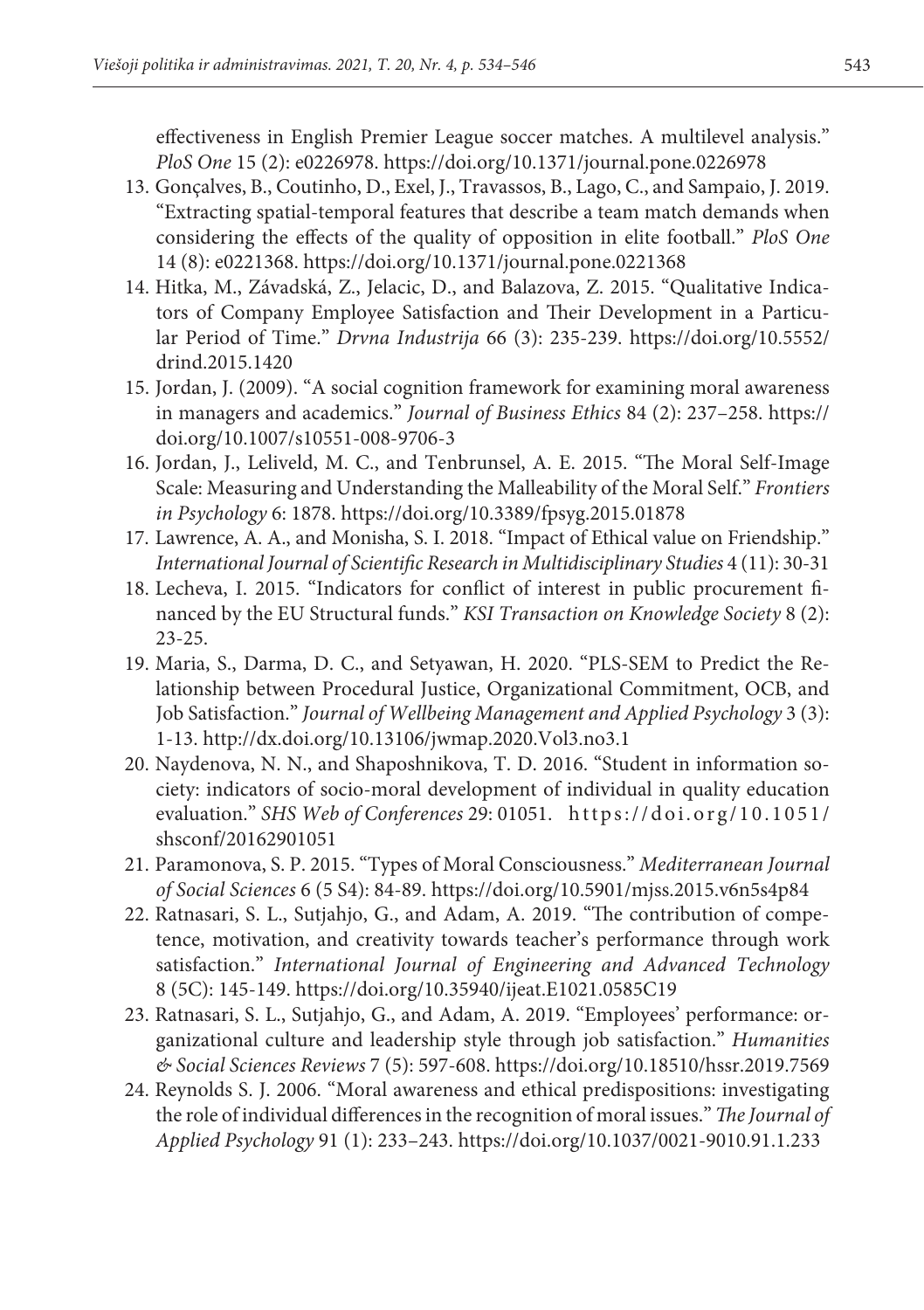effectiveness in English Premier League soccer matches. A multilevel analysis." *PloS One* 15 (2): e0226978. https://doi.org/10.1371/journal.pone.0226978

13. Gonçalves, B., Coutinho, D., Exel, J., Travassos, B., Lago, C., and Sampaio, J. 2019. "Extracting spatial-temporal features that describe a team match demands when considering the effects of the quality of opposition in elite football." *PloS One* 14 (8): e0221368. https://doi.org/10.1371/journal.pone.0221368
14. Hitka, M., Závadská, Z., Jelacic, D., and Balazova, Z. 2015. "Qualitative Indicators of Company Employee Satisfaction and Their Development in a Particular Period of Time." *Drvna Industrija* 66 (3): 235-239. https://doi.org/10.5552/drind.2015.1420
15. Jordan, J. (2009). "A social cognition framework for examining moral awareness in managers and academics." *Journal of Business Ethics* 84 (2): 237–258. https://doi.org/10.1007/s10551-008-9706-3
16. Jordan, J., Leliveld, M. C., and Tenbrunsel, A. E. 2015. "The Moral Self-Image Scale: Measuring and Understanding the Malleability of the Moral Self." *Frontiers in Psychology* 6: 1878. https://doi.org/10.3389/fpsyg.2015.01878
17. Lawrence, A. A., and Monisha, S. I. 2018. "Impact of Ethical value on Friendship." *International Journal of Scientific Research in Multidisciplinary Studies* 4 (11): 30-31
18. Lecheva, I. 2015. "Indicators for conflict of interest in public procurement financed by the EU Structural funds." *KSI Transaction on Knowledge Society* 8 (2): 23-25.
19. Maria, S., Darma, D. C., and Setyawan, H. 2020. "PLS-SEM to Predict the Relationship between Procedural Justice, Organizational Commitment, OCB, and Job Satisfaction." *Journal of Wellbeing Management and Applied Psychology* 3 (3): 1-13. http://dx.doi.org/10.13106/jwmap.2020.Vol3.no3.1
20. Naydenova, N. N., and Shaposhnikova, T. D. 2016. "Student in information society: indicators of socio-moral development of individual in quality education evaluation." *SHS Web of Conferences* 29: 01051. https://doi.org/10.1051/shsconf/20162901051
21. Paramonova, S. P. 2015. "Types of Moral Consciousness." *Mediterranean Journal of Social Sciences* 6 (5 S4): 84-89. https://doi.org/10.5901/mjss.2015.v6n5s4p84
22. Ratnasari, S. L., Sutjahjo, G., and Adam, A. 2019. "The contribution of competence, motivation, and creativity towards teacher's performance through work satisfaction." *International Journal of Engineering and Advanced Technology* 8 (5C): 145-149. https://doi.org/10.35940/ijeat.E1021.0585C19
23. Ratnasari, S. L., Sutjahjo, G., and Adam, A. 2019. "Employees' performance: organizational culture and leadership style through job satisfaction." *Humanities & Social Sciences Reviews* 7 (5): 597-608. https://doi.org/10.18510/hssr.2019.7569
24. Reynolds S. J. 2006. "Moral awareness and ethical predispositions: investigating the role of individual differences in the recognition of moral issues." *The Journal of Applied Psychology* 91 (1): 233–243. https://doi.org/10.1037/0021-9010.91.1.233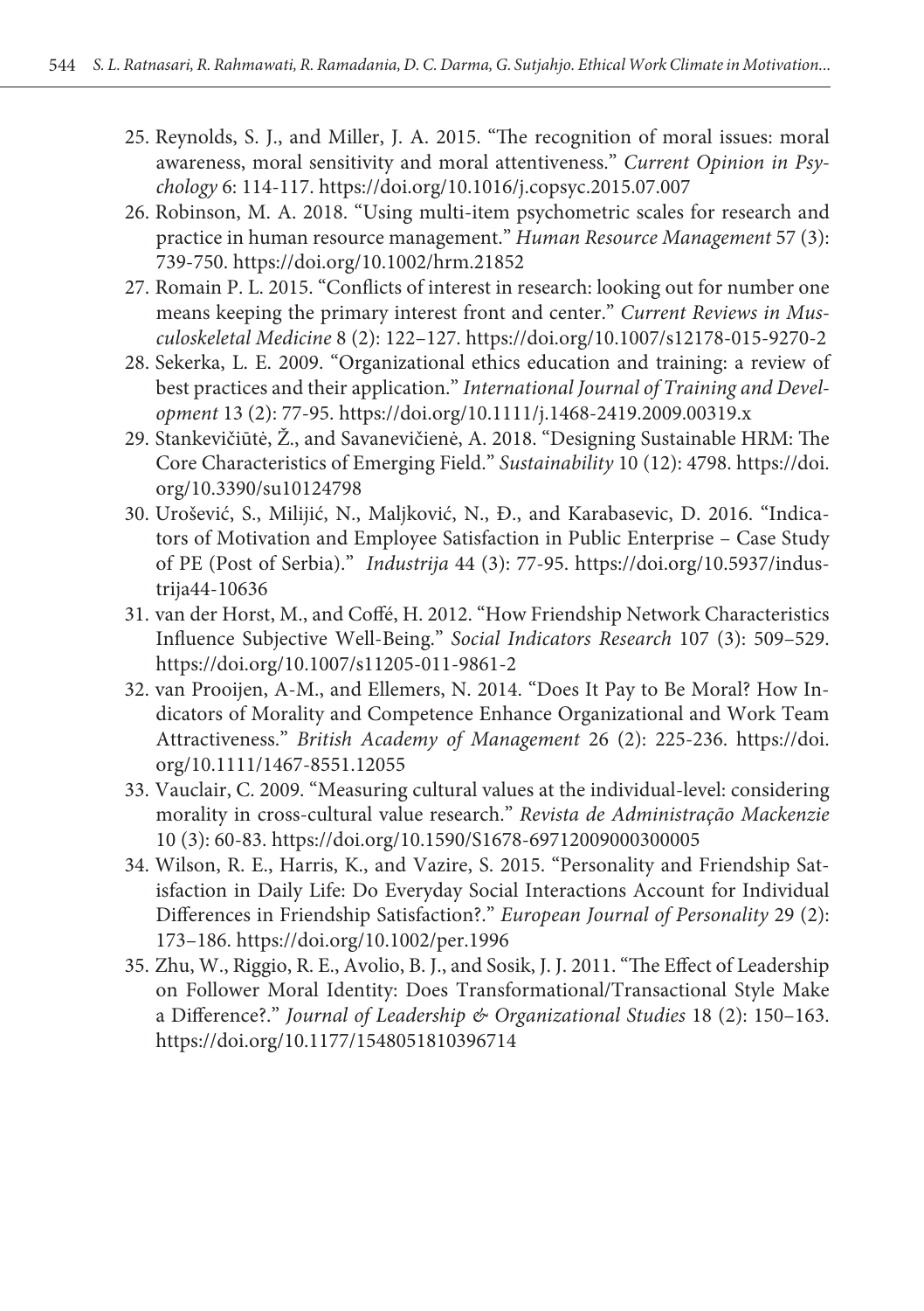25. Reynolds, S. J., and Miller, J. A. 2015. "The recognition of moral issues: moral awareness, moral sensitivity and moral attentiveness." *Current Opinion in Psychology* 6: 114-117. https://doi.org/10.1016/j.copsyc.2015.07.007
26. Robinson, M. A. 2018. "Using multi-item psychometric scales for research and practice in human resource management." *Human Resource Management* 57 (3): 739-750. https://doi.org/10.1002/hrm.21852
27. Romain P. L. 2015. "Conflicts of interest in research: looking out for number one means keeping the primary interest front and center." *Current Reviews in Musculoskeletal Medicine* 8 (2): 122–127. https://doi.org/10.1007/s12178-015-9270-2
28. Sekerka, L. E. 2009. "Organizational ethics education and training: a review of best practices and their application." *International Journal of Training and Development* 13 (2): 77-95. https://doi.org/10.1111/j.1468-2419.2009.00319.x
29. Stankevičiūtė, Ž., and Savanevičienė, A. 2018. "Designing Sustainable HRM: The Core Characteristics of Emerging Field." *Sustainability* 10 (12): 4798. https://doi.org/10.3390/su10124798
30. Urošević, S., Milijić, N., Maljković, N., Đ., and Karabasevic, D. 2016. "Indicators of Motivation and Employee Satisfaction in Public Enterprise – Case Study of PE (Post of Serbia)." *Industrija* 44 (3): 77-95. https://doi.org/10.5937/industrija44-10636
31. van der Horst, M., and Coffé, H. 2012. "How Friendship Network Characteristics Influence Subjective Well-Being." *Social Indicators Research* 107 (3): 509–529. https://doi.org/10.1007/s11205-011-9861-2
32. van Prooijen, A-M., and Ellemers, N. 2014. "Does It Pay to Be Moral? How Indicators of Morality and Competence Enhance Organizational and Work Team Attractiveness." *British Academy of Management* 26 (2): 225-236. https://doi.org/10.1111/1467-8551.12055
33. Vauclair, C. 2009. "Measuring cultural values at the individual-level: considering morality in cross-cultural value research." *Revista de Administração Mackenzie* 10 (3): 60-83. https://doi.org/10.1590/S1678-69712009000300005
34. Wilson, R. E., Harris, K., and Vazire, S. 2015. "Personality and Friendship Satisfaction in Daily Life: Do Everyday Social Interactions Account for Individual Differences in Friendship Satisfaction?." *European Journal of Personality* 29 (2): 173–186. https://doi.org/10.1002/per.1996
35. Zhu, W., Riggio, R. E., Avolio, B. J., and Sosik, J. J. 2011. "The Effect of Leadership on Follower Moral Identity: Does Transformational/Transactional Style Make a Difference?." *Journal of Leadership & Organizational Studies* 18 (2): 150–163. https://doi.org/10.1177/1548051810396714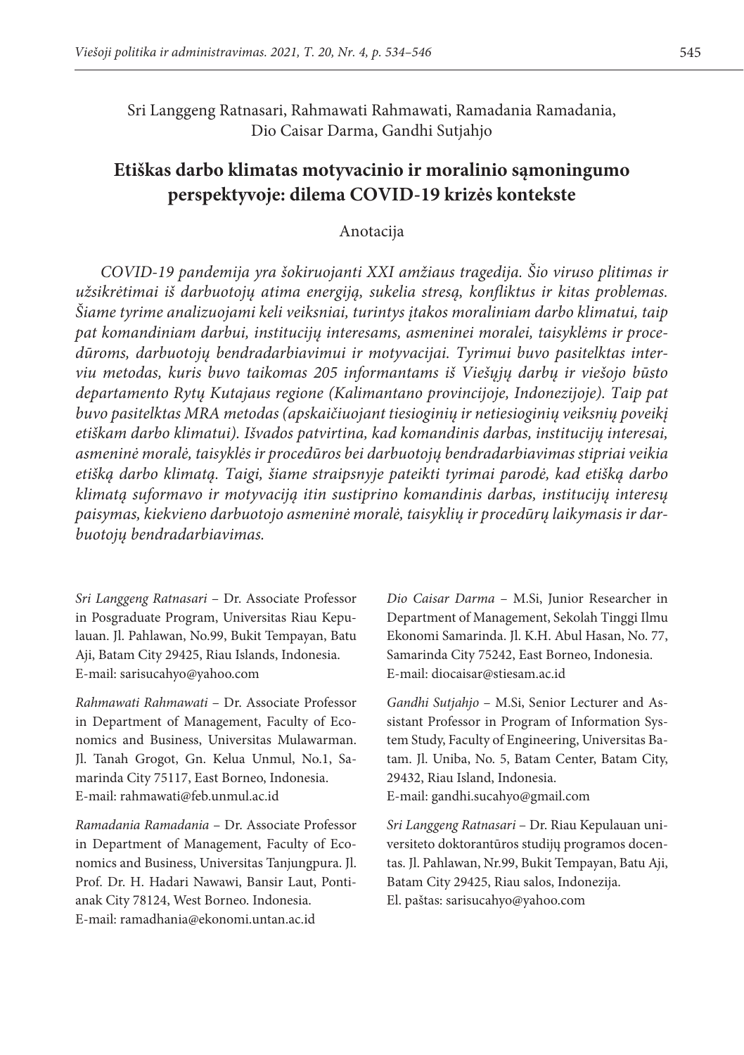Sri Langgeng Ratnasari, Rahmawati Rahmawati, Ramadania Ramadania, Dio Caisar Darma, Gandhi Sutjahjo

# Etiškas darbo klimatas motyvacinio ir moralinio sąmoningumo perspektyvoje: dilema COVID-19 krizės kontekste

## Anotacija

*COVID-19 pandemija yra šokiruojanti XXI amžiaus tragedija. Šio viruso plitimas ir užsikrėtimai iš darbuotojų atima energiją, sukelia stresą, konfliktus ir kitas problemas. Šiame tyrime analizuojami keli veiksniai, turintys įtakos moraliniam darbo klimatui, taip pat komandiniam darbui, institucijų interesams, asmeninei moralei, taisyklėms ir procedūroms, darbuotojų bendradarbiavimui ir motyvacijai. Tyrimui buvo pasitelktas interviu metodas, kuris buvo taikomas 205 informantams iš Viešųjų darbų ir viešojo būsto departamento Rytų Kutajaus regione (Kalimantano provincijoje, Indonezijoje). Taip pat buvo pasitelktas MRA metodas (apskaičiuojant tiesioginių ir netiesioginių veiksnių poveikį etiškam darbo klimatui). Išvados patvirtina, kad komandinis darbas, institucijų interesai, asmeninė moralė, taisyklės ir procedūros bei darbuotojų bendradarbiavimas stipriai veikia etišką darbo klimatą. Taigi, šiame straipsnyje pateikti tyrimai parodė, kad etišką darbo klimatą suformavo ir motyvaciją itin sustiprino komandinis darbas, institucijų interesų paisymas, kiekvieno darbuotojo asmeninė moralė, taisyklių ir procedūrų laikymasis ir darbuotojų bendradarbiavimas.*

*Sri Langgeng Ratnasari* – Dr. Associate Professor in Posgraduate Program, Universitas Riau Kepulauan. Jl. Pahlawan, No.99, Bukit Tempayan, Batu Aji, Batam City 29425, Riau Islands, Indonesia.
E-mail: sarisucahyo@yahoo.com

*Rahmawati Rahmawati* – Dr. Associate Professor in Department of Management, Faculty of Economics and Business, Universitas Mulawarman. Jl. Tanah Grogot, Gn. Kelua Unmul, No.1, Samarinda City 75117, East Borneo, Indonesia.
E-mail: rahmawati@feb.unmul.ac.id

*Ramadania Ramadania* – Dr. Associate Professor in Department of Management, Faculty of Economics and Business, Universitas Tanjungpura. Jl. Prof. Dr. H. Hadari Nawawi, Bansir Laut, Pontianak City 78124, West Borneo. Indonesia.
E-mail: ramadhania@ekonomi.untan.ac.id

*Dio Caisar Darma* – M.Si, Junior Researcher in Department of Management, Sekolah Tinggi Ilmu Ekonomi Samarinda. Jl. K.H. Abul Hasan, No. 77, Samarinda City 75242, East Borneo, Indonesia.
E-mail: diocaisar@stiesam.ac.id

*Gandhi Sutjahjo* – M.Si, Senior Lecturer and Assistant Professor in Program of Information System Study, Faculty of Engineering, Universitas Batam. Jl. Uniba, No. 5, Batam Center, Batam City, 29432, Riau Island, Indonesia.
E-mail: gandhi.sucahyo@gmail.com

*Sri Langgeng Ratnasari* – Dr. Riau Kepulauan universiteto doktorantūros studijų programos docentas. Jl. Pahlawan, Nr.99, Bukit Tempayan, Batu Aji, Batam City 29425, Riau salos, Indonezija.
El. paštas: sarisucahyo@yahoo.com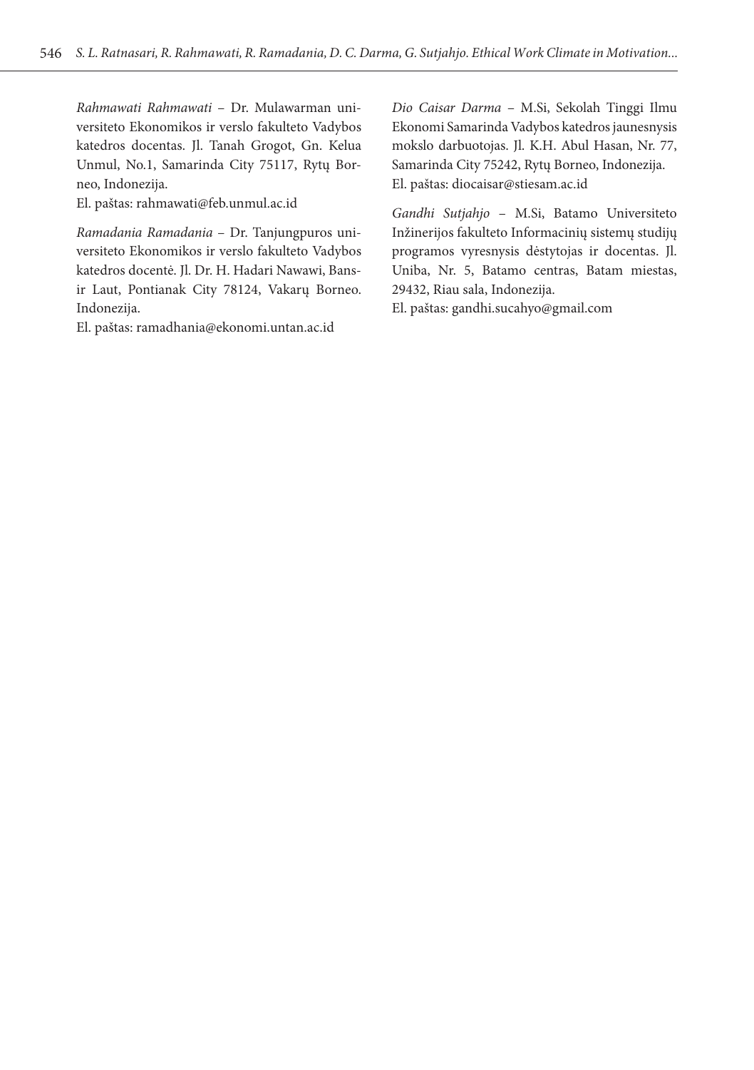*Rahmawati Rahmawati* – Dr. Mulawarman universiteto Ekonomikos ir verslo fakulteto Vadybos katedros docentas. Jl. Tanah Grogot, Gn. Kelua Unmul, No.1, Samarinda City 75117, Rytų Borneo, Indonezija.
El. paštas: rahmawati@feb.unmul.ac.id

*Ramadania Ramadania* – Dr. Tanjungpuros universiteto Ekonomikos ir verslo fakulteto Vadybos katedros docentė. Jl. Dr. H. Hadari Nawawi, Bansir Laut, Pontianak City 78124, Vakarų Borneo. Indonezija.
El. paštas: ramadhania@ekonomi.untan.ac.id

*Dio Caisar Darma* – M.Si, Sekolah Tinggi Ilmu Ekonomi Samarinda Vadybos katedros jaunesnysis mokslo darbuotojas. Jl. K.H. Abul Hasan, Nr. 77, Samarinda City 75242, Rytų Borneo, Indonezija.
El. paštas: diocaisar@stiesam.ac.id

*Gandhi Sutjahjo* – M.Si, Batamo Universiteto Inžinerijos fakulteto Informacinių sistemų studijų programos vyresnysis dėstytojas ir docentas. Jl. Uniba, Nr. 5, Batamo centras, Batam miestas, 29432, Riau sala, Indonezija.
El. paštas: gandhi.sucahyo@gmail.com